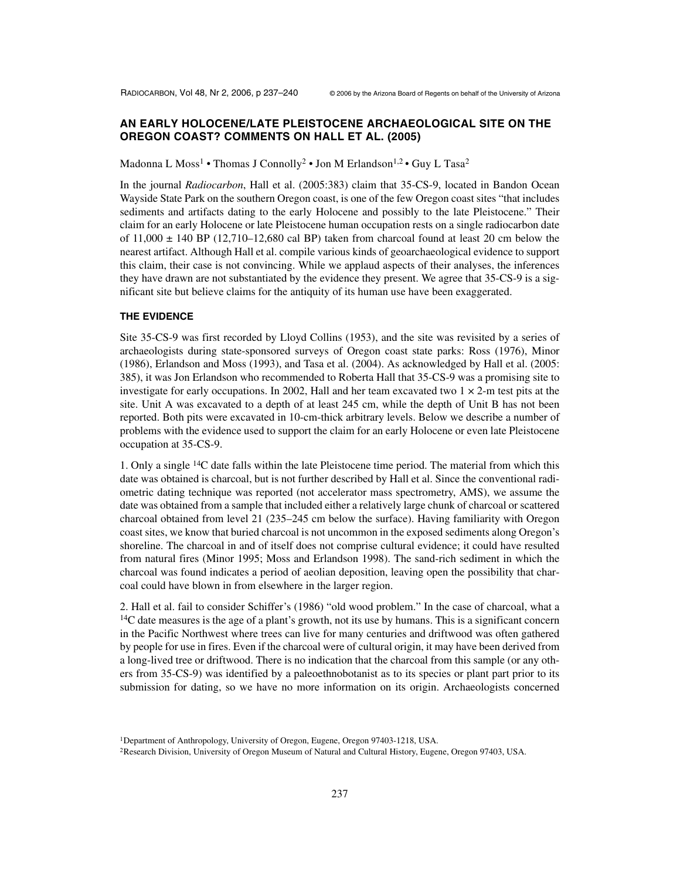# AN EARLY HOLOCENE/LATE PLEISTOCENE ARCHAEOLOGICAL SITE ON THE OREGON COAST? COMMENTS ON HALL ET AL. (2005)

Madonna L Moss[1] • Thomas J Connolly[2] • Jon M Erlandson[1,2] • Guy L Tasa[2]

In the journal *Radiocarbon*, Hall et al. (2005:383) claim that 35-CS-9, located in Bandon Ocean Wayside State Park on the southern Oregon coast, is one of the few Oregon coast sites "that includes sediments and artifacts dating to the early Holocene and possibly to the late Pleistocene." Their claim for an early Holocene or late Pleistocene human occupation rests on a single radiocarbon date of 11,000 ± 140 BP (12,710–12,680 cal BP) taken from charcoal found at least 20 cm below the nearest artifact. Although Hall et al. compile various kinds of geoarchaeological evidence to support this claim, their case is not convincing. While we applaud aspects of their analyses, the inferences they have drawn are not substantiated by the evidence they present. We agree that 35-CS-9 is a significant site but believe claims for the antiquity of its human use have been exaggerated.

## THE EVIDENCE

Site 35-CS-9 was first recorded by Lloyd Collins (1953), and the site was revisited by a series of archaeologists during state-sponsored surveys of Oregon coast state parks: Ross (1976), Minor (1986), Erlandson and Moss (1993), and Tasa et al. (2004). As acknowledged by Hall et al. (2005: 385), it was Jon Erlandson who recommended to Roberta Hall that 35-CS-9 was a promising site to investigate for early occupations. In 2002, Hall and her team excavated two 1 × 2-m test pits at the site. Unit A was excavated to a depth of at least 245 cm, while the depth of Unit B has not been reported. Both pits were excavated in 10-cm-thick arbitrary levels. Below we describe a number of problems with the evidence used to support the claim for an early Holocene or even late Pleistocene occupation at 35-CS-9.

1. Only a single $^{14}$C date falls within the late Pleistocene time period. The material from which this date was obtained is charcoal, but is not further described by Hall et al. Since the conventional radiometric dating technique was reported (not accelerator mass spectrometry, AMS), we assume the date was obtained from a sample that included either a relatively large chunk of charcoal or scattered charcoal obtained from level 21 (235–245 cm below the surface). Having familiarity with Oregon coast sites, we know that buried charcoal is not uncommon in the exposed sediments along Oregon's shoreline. The charcoal in and of itself does not comprise cultural evidence; it could have resulted from natural fires (Minor 1995; Moss and Erlandson 1998). The sand-rich sediment in which the charcoal was found indicates a period of aeolian deposition, leaving open the possibility that charcoal could have blown in from elsewhere in the larger region.

2. Hall et al. fail to consider Schiffer's (1986) "old wood problem." In the case of charcoal, what a $^{14}$C date measures is the age of a plant's growth, not its use by humans. This is a significant concern in the Pacific Northwest where trees can live for many centuries and driftwood was often gathered by people for use in fires. Even if the charcoal were of cultural origin, it may have been derived from a long-lived tree or driftwood. There is no indication that the charcoal from this sample (or any others from 35-CS-9) was identified by a paleoethnobotanist as to its species or plant part prior to its submission for dating, so we have no more information on its origin. Archaeologists concerned

[1]Department of Anthropology, University of Oregon, Eugene, Oregon 97403-1218, USA.
[2]Research Division, University of Oregon Museum of Natural and Cultural History, Eugene, Oregon 97403, USA.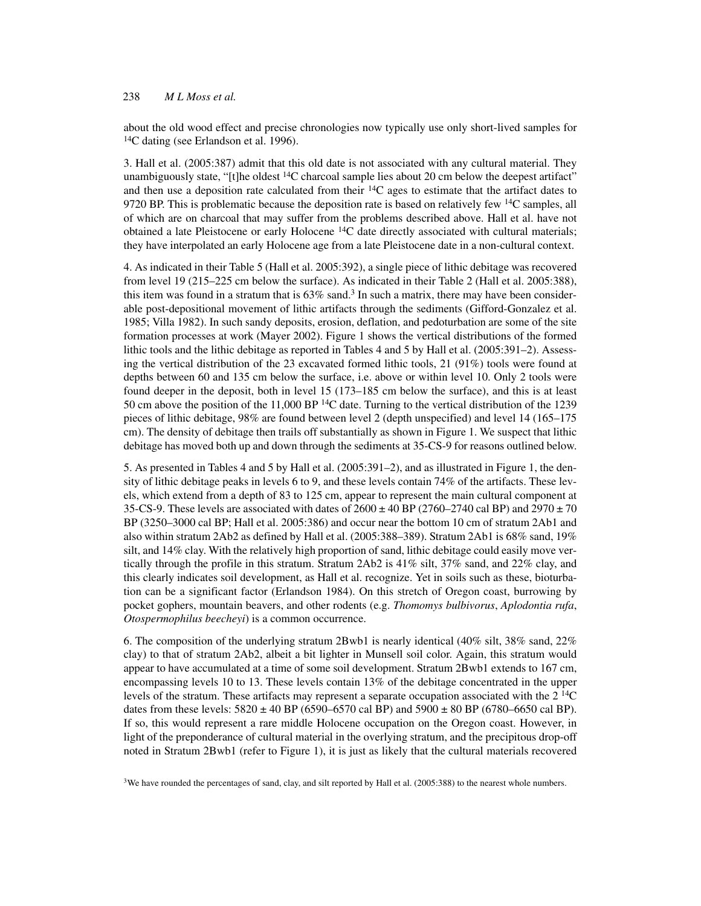about the old wood effect and precise chronologies now typically use only short-lived samples for $^{14}C$ dating (see Erlandson et al. 1996).

3. Hall et al. (2005:387) admit that this old date is not associated with any cultural material. They unambiguously state, "[t]he oldest $^{14}C$ charcoal sample lies about 20 cm below the deepest artifact" and then use a deposition rate calculated from their $^{14}C$ ages to estimate that the artifact dates to 9720 BP. This is problematic because the deposition rate is based on relatively few $^{14}C$ samples, all of which are on charcoal that may suffer from the problems described above. Hall et al. have not obtained a late Pleistocene or early Holocene $^{14}C$ date directly associated with cultural materials; they have interpolated an early Holocene age from a late Pleistocene date in a non-cultural context.

4. As indicated in their Table 5 (Hall et al. 2005:392), a single piece of lithic debitage was recovered from level 19 (215–225 cm below the surface). As indicated in their Table 2 (Hall et al. 2005:388), this item was found in a stratum that is 63% sand.[3] In such a matrix, there may have been considerable post-depositional movement of lithic artifacts through the sediments (Gifford-Gonzalez et al. 1985; Villa 1982). In such sandy deposits, erosion, deflation, and pedoturbation are some of the site formation processes at work (Mayer 2002). Figure 1 shows the vertical distributions of the formed lithic tools and the lithic debitage as reported in Tables 4 and 5 by Hall et al. (2005:391–2). Assessing the vertical distribution of the 23 excavated formed lithic tools, 21 (91%) tools were found at depths between 60 and 135 cm below the surface, i.e. above or within level 10. Only 2 tools were found deeper in the deposit, both in level 15 (173–185 cm below the surface), and this is at least 50 cm above the position of the 11,000 BP $^{14}C$ date. Turning to the vertical distribution of the 1239 pieces of lithic debitage, 98% are found between level 2 (depth unspecified) and level 14 (165–175 cm). The density of debitage then trails off substantially as shown in Figure 1. We suspect that lithic debitage has moved both up and down through the sediments at 35-CS-9 for reasons outlined below.

5. As presented in Tables 4 and 5 by Hall et al. (2005:391–2), and as illustrated in Figure 1, the density of lithic debitage peaks in levels 6 to 9, and these levels contain 74% of the artifacts. These levels, which extend from a depth of 83 to 125 cm, appear to represent the main cultural component at 35-CS-9. These levels are associated with dates of 2600 ± 40 BP (2760–2740 cal BP) and 2970 ± 70 BP (3250–3000 cal BP; Hall et al. 2005:386) and occur near the bottom 10 cm of stratum 2Ab1 and also within stratum 2Ab2 as defined by Hall et al. (2005:388–389). Stratum 2Ab1 is 68% sand, 19% silt, and 14% clay. With the relatively high proportion of sand, lithic debitage could easily move vertically through the profile in this stratum. Stratum 2Ab2 is 41% silt, 37% sand, and 22% clay, and this clearly indicates soil development, as Hall et al. recognize. Yet in soils such as these, bioturbation can be a significant factor (Erlandson 1984). On this stretch of Oregon coast, burrowing by pocket gophers, mountain beavers, and other rodents (e.g. *Thomomys bulbivorus*, *Aplodontia rufa*, *Otospermophilus beecheyi*) is a common occurrence.

6. The composition of the underlying stratum 2Bwb1 is nearly identical (40% silt, 38% sand, 22% clay) to that of stratum 2Ab2, albeit a bit lighter in Munsell soil color. Again, this stratum would appear to have accumulated at a time of some soil development. Stratum 2Bwb1 extends to 167 cm, encompassing levels 10 to 13. These levels contain 13% of the debitage concentrated in the upper levels of the stratum. These artifacts may represent a separate occupation associated with the 2 $^{14}C$ dates from these levels: 5820 ± 40 BP (6590–6570 cal BP) and 5900 ± 80 BP (6780–6650 cal BP). If so, this would represent a rare middle Holocene occupation on the Oregon coast. However, in light of the preponderance of cultural material in the overlying stratum, and the precipitous drop-off noted in Stratum 2Bwb1 (refer to Figure 1), it is just as likely that the cultural materials recovered

[3]We have rounded the percentages of sand, clay, and silt reported by Hall et al. (2005:388) to the nearest whole numbers.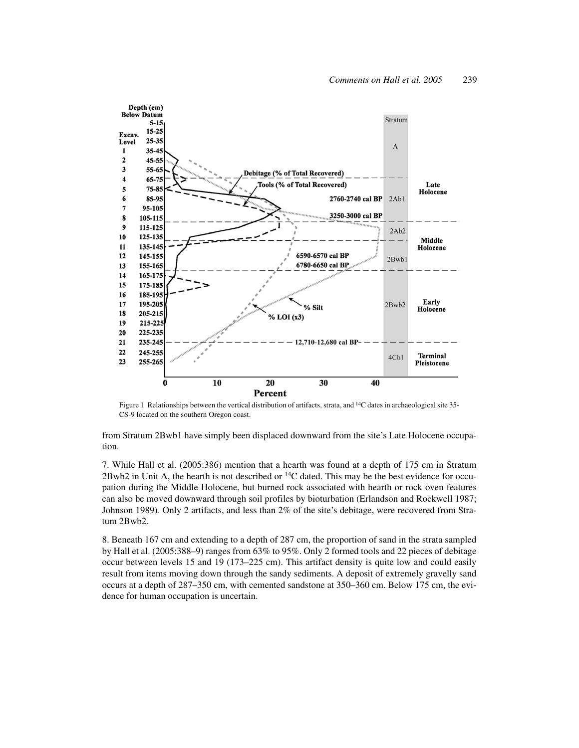Figure 1 Relationships between the vertical distribution of artifacts, strata, and $^{14}C$ dates in archaeological site 35-CS-9 located on the southern Oregon coast.

from Stratum 2Bwb1 have simply been displaced downward from the site's Late Holocene occupation.

7. While Hall et al. (2005:386) mention that a hearth was found at a depth of 175 cm in Stratum 2Bwb2 in Unit A, the hearth is not described or $^{14}C$ dated. This may be the best evidence for occupation during the Middle Holocene, but burned rock associated with hearth or rock oven features can also be moved downward through soil profiles by bioturbation (Erlandson and Rockwell 1987; Johnson 1989). Only 2 artifacts, and less than 2% of the site's debitage, were recovered from Stratum 2Bwb2.

8. Beneath 167 cm and extending to a depth of 287 cm, the proportion of sand in the strata sampled by Hall et al. (2005:388–9) ranges from 63% to 95%. Only 2 formed tools and 22 pieces of debitage occur between levels 15 and 19 (173–225 cm). This artifact density is quite low and could easily result from items moving down through the sandy sediments. A deposit of extremely gravelly sand occurs at a depth of 287–350 cm, with cemented sandstone at 350–360 cm. Below 175 cm, the evidence for human occupation is uncertain.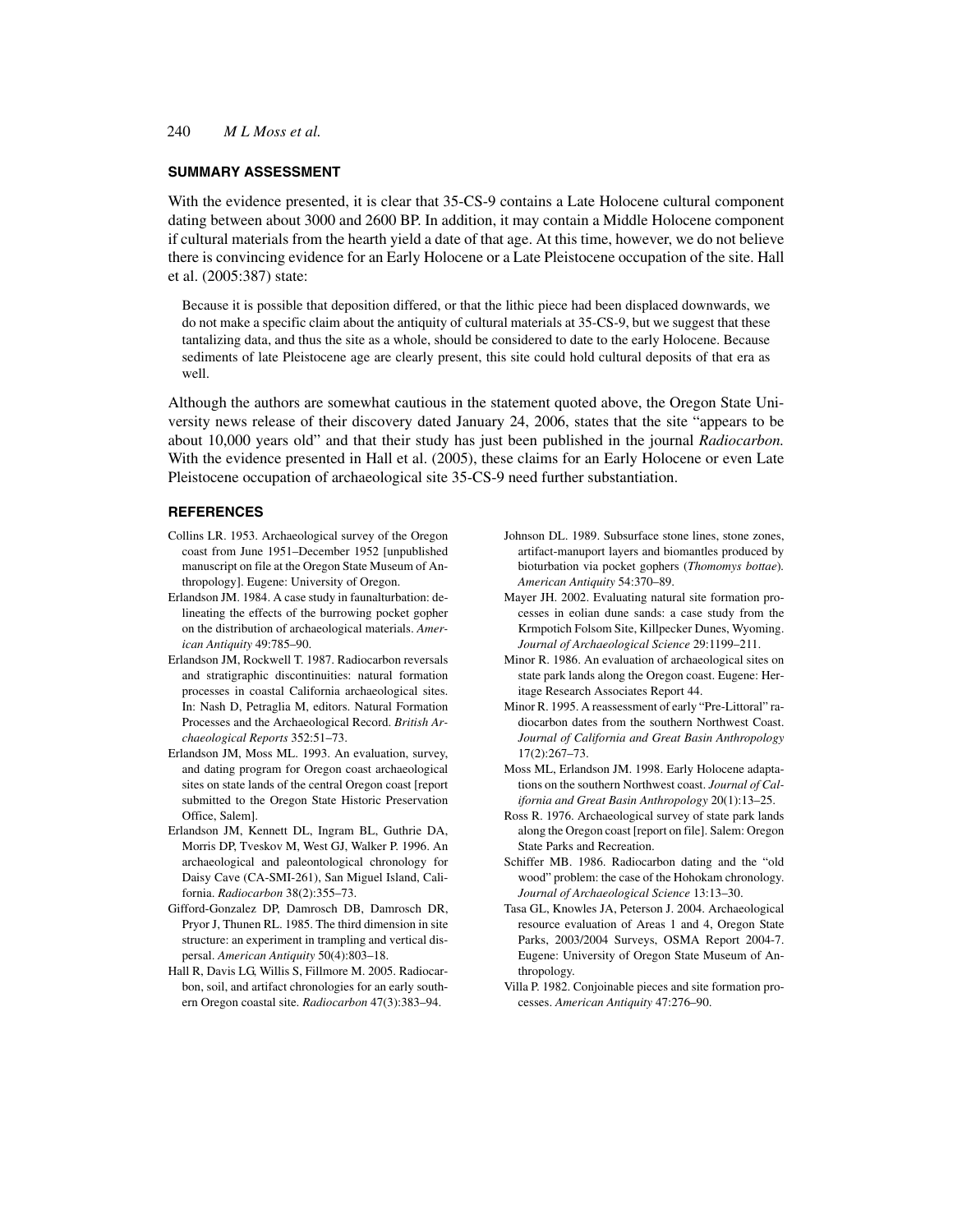## SUMMARY ASSESSMENT

With the evidence presented, it is clear that 35-CS-9 contains a Late Holocene cultural component dating between about 3000 and 2600 BP. In addition, it may contain a Middle Holocene component if cultural materials from the hearth yield a date of that age. At this time, however, we do not believe there is convincing evidence for an Early Holocene or a Late Pleistocene occupation of the site. Hall et al. (2005:387) state:

> Because it is possible that deposition differed, or that the lithic piece had been displaced downwards, we do not make a specific claim about the antiquity of cultural materials at 35-CS-9, but we suggest that these tantalizing data, and thus the site as a whole, should be considered to date to the early Holocene. Because sediments of late Pleistocene age are clearly present, this site could hold cultural deposits of that era as well.

Although the authors are somewhat cautious in the statement quoted above, the Oregon State University news release of their discovery dated January 24, 2006, states that the site "appears to be about 10,000 years old" and that their study has just been published in the journal *Radiocarbon.* With the evidence presented in Hall et al. (2005), these claims for an Early Holocene or even Late Pleistocene occupation of archaeological site 35-CS-9 need further substantiation.

## REFERENCES

Collins LR. 1953. Archaeological survey of the Oregon coast from June 1951–December 1952 [unpublished manuscript on file at the Oregon State Museum of Anthropology]. Eugene: University of Oregon.

Erlandson JM. 1984. A case study in faunalturbation: delineating the effects of the burrowing pocket gopher on the distribution of archaeological materials. *American Antiquity* 49:785–90.

Erlandson JM, Rockwell T. 1987. Radiocarbon reversals and stratigraphic discontinuities: natural formation processes in coastal California archaeological sites. In: Nash D, Petraglia M, editors. Natural Formation Processes and the Archaeological Record. *British Archaeological Reports* 352:51–73.

Erlandson JM, Moss ML. 1993. An evaluation, survey, and dating program for Oregon coast archaeological sites on state lands of the central Oregon coast [report submitted to the Oregon State Historic Preservation Office, Salem].

Erlandson JM, Kennett DL, Ingram BL, Guthrie DA, Morris DP, Tveskov M, West GJ, Walker P. 1996. An archaeological and paleontological chronology for Daisy Cave (CA-SMI-261), San Miguel Island, California. *Radiocarbon* 38(2):355–73.

Gifford-Gonzalez DP, Damrosch DB, Damrosch DR, Pryor J, Thunen RL. 1985. The third dimension in site structure: an experiment in trampling and vertical dispersal. *American Antiquity* 50(4):803–18.

Hall R, Davis LG, Willis S, Fillmore M. 2005. Radiocarbon, soil, and artifact chronologies for an early southern Oregon coastal site. *Radiocarbon* 47(3):383–94.

Johnson DL. 1989. Subsurface stone lines, stone zones, artifact-manuport layers and biomantles produced by bioturbation via pocket gophers (*Thomomys bottae*). *American Antiquity* 54:370–89.

Mayer JH. 2002. Evaluating natural site formation processes in eolian dune sands: a case study from the Krmpotich Folsom Site, Killpecker Dunes, Wyoming. *Journal of Archaeological Science* 29:1199–211.

Minor R. 1986. An evaluation of archaeological sites on state park lands along the Oregon coast. Eugene: Heritage Research Associates Report 44.

Minor R. 1995. A reassessment of early "Pre-Littoral" radiocarbon dates from the southern Northwest Coast. *Journal of California and Great Basin Anthropology* 17(2):267–73.

Moss ML, Erlandson JM. 1998. Early Holocene adaptations on the southern Northwest coast. *Journal of California and Great Basin Anthropology* 20(1):13–25.

Ross R. 1976. Archaeological survey of state park lands along the Oregon coast [report on file]. Salem: Oregon State Parks and Recreation.

Schiffer MB. 1986. Radiocarbon dating and the "old wood" problem: the case of the Hohokam chronology. *Journal of Archaeological Science* 13:13–30.

Tasa GL, Knowles JA, Peterson J. 2004. Archaeological resource evaluation of Areas 1 and 4, Oregon State Parks, 2003/2004 Surveys, OSMA Report 2004-7. Eugene: University of Oregon State Museum of Anthropology.

Villa P. 1982. Conjoinable pieces and site formation processes. *American Antiquity* 47:276–90.